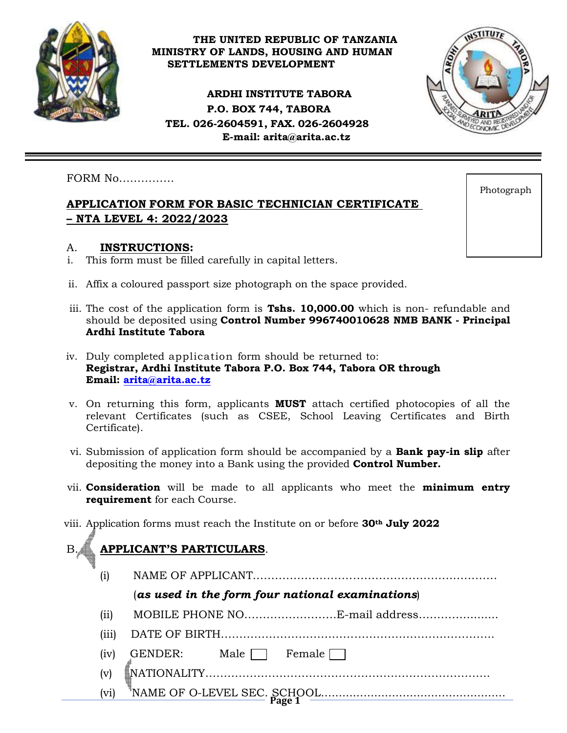**THE UNITED REPUBLIC OF TANZANIA**
**MINISTRY OF LANDS, HOUSING AND HUMAN SETTLEMENTS DEVELOPMENT**

**ARDHI INSTITUTE TABORA**
**P.O. BOX 744, TABORA**
**TEL. 026-2604591, FAX. 026-2604928**
**E-mail: arita@arita.ac.tz**

---

FORM No……………

Photograph

## APPLICATION FORM FOR BASIC TECHNICIAN CERTIFICATE – NTA LEVEL 4: 2022/2023

### A. INSTRUCTIONS:

i. This form must be filled carefully in capital letters.

ii. Affix a coloured passport size photograph on the space provided.

iii. The cost of the application form is **Tshs. 10,000.00** which is non- refundable and should be deposited using **Control Number 996740010628 NMB BANK - Principal Ardhi Institute Tabora**

iv. Duly completed application form should be returned to:
**Registrar, Ardhi Institute Tabora P.O. Box 744, Tabora OR through Email: arita@arita.ac.tz**

v. On returning this form, applicants **MUST** attach certified photocopies of all the relevant Certificates (such as CSEE, School Leaving Certificates and Birth Certificate).

vi. Submission of application form should be accompanied by a **Bank pay-in slip** after depositing the money into a Bank using the provided **Control Number.**

vii. **Consideration** will be made to all applicants who meet the **minimum entry requirement** for each Course.

viii. Application forms must reach the Institute on or before **30th July 2022**

### B. APPLICANT'S PARTICULARS.

(i) NAME OF APPLICANT…………………………………………………………
(*as used in the form four national examinations*)

(ii) MOBILE PHONE NO……………………E-mail address…………………

(iii) DATE OF BIRTH……………………………………………………………

(iv) GENDER: Male ☐ Female ☐

(v) NATIONALITY……………………………………………………………

(vi) NAME OF O-LEVEL SEC. SCHOOL……………………………………………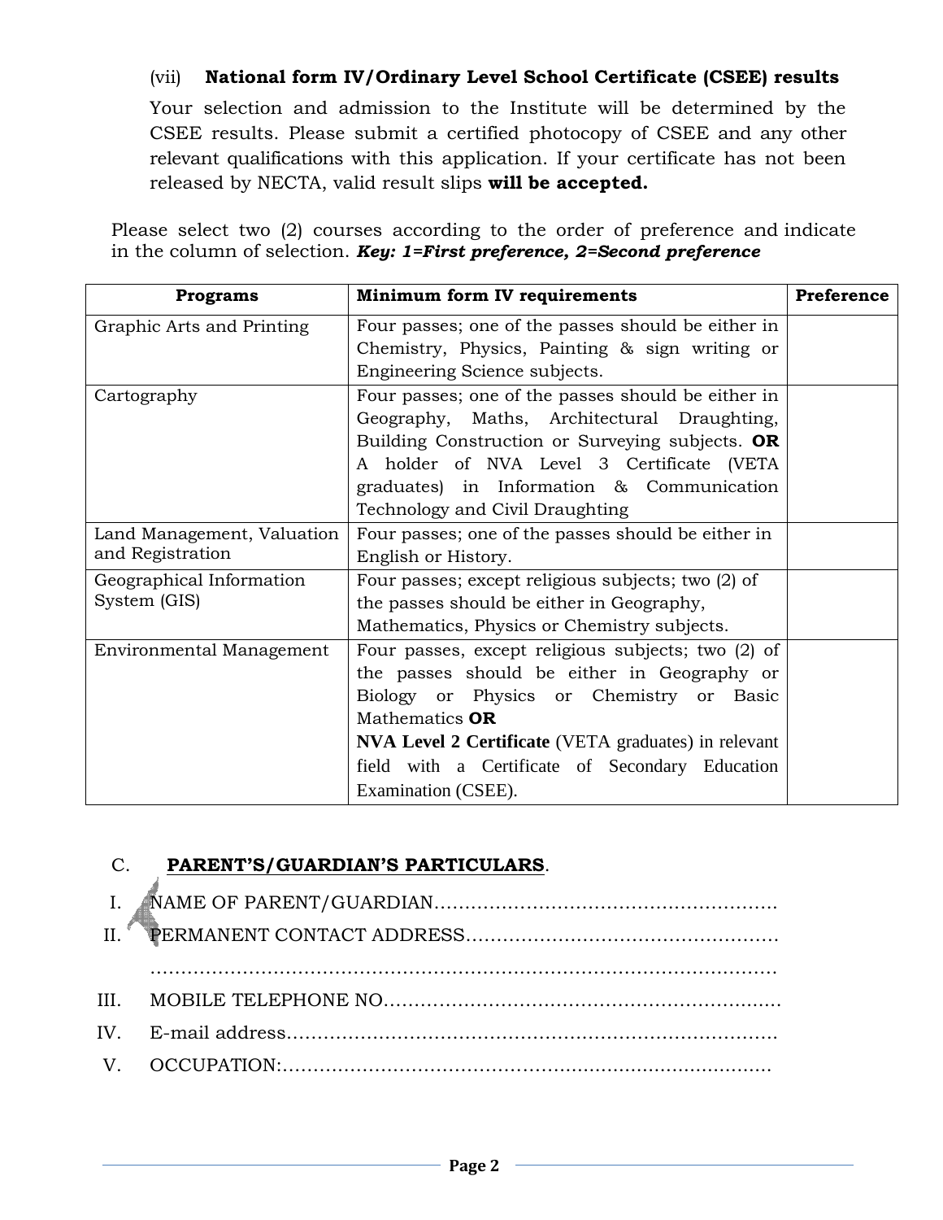(vii) **National form IV/Ordinary Level School Certificate (CSEE) results**

Your selection and admission to the Institute will be determined by the CSEE results. Please submit a certified photocopy of CSEE and any other relevant qualifications with this application. If your certificate has not been released by NECTA, valid result slips **will be accepted.**

Please select two (2) courses according to the order of preference and indicate in the column of selection. ***Key: 1=First preference, 2=Second preference***

| Programs | Minimum form IV requirements | Preference |
|---|---|---|
| Graphic Arts and Printing | Four passes; one of the passes should be either in Chemistry, Physics, Painting & sign writing or Engineering Science subjects. | |
| Cartography | Four passes; one of the passes should be either in Geography, Maths, Architectural Draughting, Building Construction or Surveying subjects. **OR** A holder of NVA Level 3 Certificate (VETA graduates) in Information & Communication Technology and Civil Draughting | |
| Land Management, Valuation and Registration | Four passes; one of the passes should be either in English or History. | |
| Geographical Information System (GIS) | Four passes; except religious subjects; two (2) of the passes should be either in Geography, Mathematics, Physics or Chemistry subjects. | |
| Environmental Management | Four passes, except religious subjects; two (2) of the passes should be either in Geography or Biology or Physics or Chemistry or Basic Mathematics **OR** **NVA Level 2 Certificate** (VETA graduates) in relevant field with a Certificate of Secondary Education Examination (CSEE). | |

C. **PARENT'S/GUARDIAN'S PARTICULARS**.

I. NAME OF PARENT/GUARDIAN……………………………………………….

II. PERMANENT CONTACT ADDRESS…………………………………………

……………………………………………………………………………………

III. MOBILE TELEPHONE NO……………………………………………………

IV. E-mail address…………………………………………………………………

V. OCCUPATION:…………………………………………………………………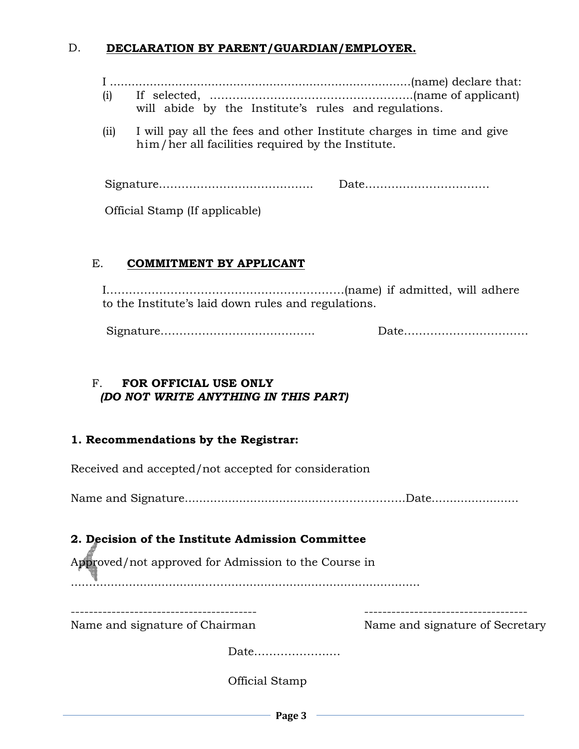## D. DECLARATION BY PARENT/GUARDIAN/EMPLOYER.

I ……………………………………………………………………………(name) declare that:

(i) If selected, ………………………………………………(name of applicant) will abide by the Institute's rules and regulations.

(ii) I will pay all the fees and other Institute charges in time and give him/her all facilities required by the Institute.

Signature………………………………… Date……………………………

Official Stamp (If applicable)

## E. COMMITMENT BY APPLICANT

I………………………………………………………(name) if admitted, will adhere to the Institute's laid down rules and regulations.

Signature………………………………… Date……………………………

## F. FOR OFFICIAL USE ONLY

***(DO NOT WRITE ANYTHING IN THIS PART)***

**1. Recommendations by the Registrar:**

Received and accepted/not accepted for consideration

Name and Signature…………………………………………………Date……………………

**2. Decision of the Institute Admission Committee**

Approved/not approved for Admission to the Course in

…………………………………………………………………………………

---------------------------------------- Name and signature of Chairman

----------------------------------- Name and signature of Secretary

Date…………………

Official Stamp